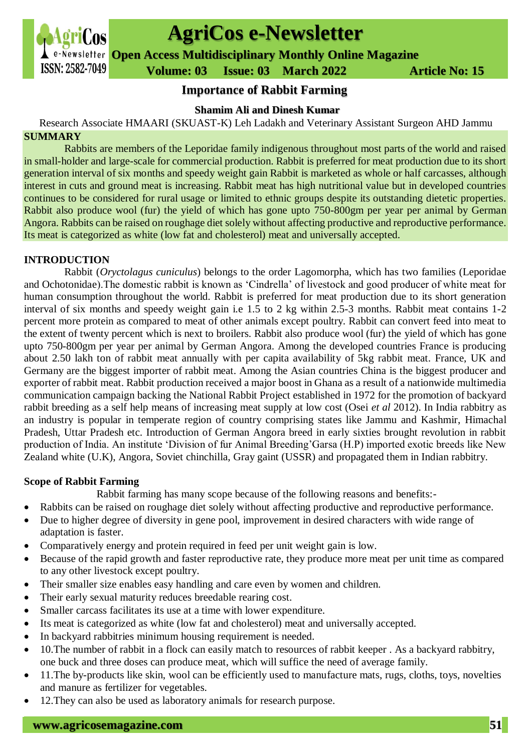# Importance of Rabbit Farming

**Shamim Ali and Dinesh Kumar**

Research Associate HMAARI (SKUAST-K) Leh Ladakh and Veterinary Assistant Surgeon AHD Jammu

## SUMMARY

Rabbits are members of the Leporidae family indigenous throughout most parts of the world and raised in small-holder and large-scale for commercial production. Rabbit is preferred for meat production due to its short generation interval of six months and speedy weight gain Rabbit is marketed as whole or half carcasses, although interest in cuts and ground meat is increasing. Rabbit meat has high nutritional value but in developed countries continues to be considered for rural usage or limited to ethnic groups despite its outstanding dietetic properties. Rabbit also produce wool (fur) the yield of which has gone upto 750-800gm per year per animal by German Angora. Rabbits can be raised on roughage diet solely without affecting productive and reproductive performance. Its meat is categorized as white (low fat and cholesterol) meat and universally accepted.

## INTRODUCTION

Rabbit (*Oryctolagus cuniculus*) belongs to the order Lagomorpha, which has two families (Leporidae and Ochotonidae).The domestic rabbit is known as 'Cindrella' of livestock and good producer of white meat for human consumption throughout the world. Rabbit is preferred for meat production due to its short generation interval of six months and speedy weight gain i.e 1.5 to 2 kg within 2.5-3 months. Rabbit meat contains 1-2 percent more protein as compared to meat of other animals except poultry. Rabbit can convert feed into meat to the extent of twenty percent which is next to broilers. Rabbit also produce wool (fur) the yield of which has gone upto 750-800gm per year per animal by German Angora. Among the developed countries France is producing about 2.50 lakh ton of rabbit meat annually with per capita availability of 5kg rabbit meat. France, UK and Germany are the biggest importer of rabbit meat. Among the Asian countries China is the biggest producer and exporter of rabbit meat. Rabbit production received a major boost in Ghana as a result of a nationwide multimedia communication campaign backing the National Rabbit Project established in 1972 for the promotion of backyard rabbit breeding as a self help means of increasing meat supply at low cost (Osei *et al* 2012). In India rabbitry as an industry is popular in temperate region of country comprising states like Jammu and Kashmir, Himachal Pradesh, Uttar Pradesh etc. Introduction of German Angora breed in early sixties brought revolution in rabbit production of India. An institute 'Division of fur Animal Breeding'Garsa (H.P) imported exotic breeds like New Zealand white (U.K), Angora, Soviet chinchilla, Gray gaint (USSR) and propagated them in Indian rabbitry.

### Scope of Rabbit Farming

Rabbit farming has many scope because of the following reasons and benefits:-

- Rabbits can be raised on roughage diet solely without affecting productive and reproductive performance.
- Due to higher degree of diversity in gene pool, improvement in desired characters with wide range of adaptation is faster.
- Comparatively energy and protein required in feed per unit weight gain is low.
- Because of the rapid growth and faster reproductive rate, they produce more meat per unit time as compared to any other livestock except poultry.
- Their smaller size enables easy handling and care even by women and children.
- Their early sexual maturity reduces breedable rearing cost.
- Smaller carcass facilitates its use at a time with lower expenditure.
- Its meat is categorized as white (low fat and cholesterol) meat and universally accepted.
- In backyard rabbitries minimum housing requirement is needed.
- 10.The number of rabbit in a flock can easily match to resources of rabbit keeper . As a backyard rabbitry, one buck and three doses can produce meat, which will suffice the need of average family.
- 11.The by-products like skin, wool can be efficiently used to manufacture mats, rugs, cloths, toys, novelties and manure as fertilizer for vegetables.
- 12.They can also be used as laboratory animals for research purpose.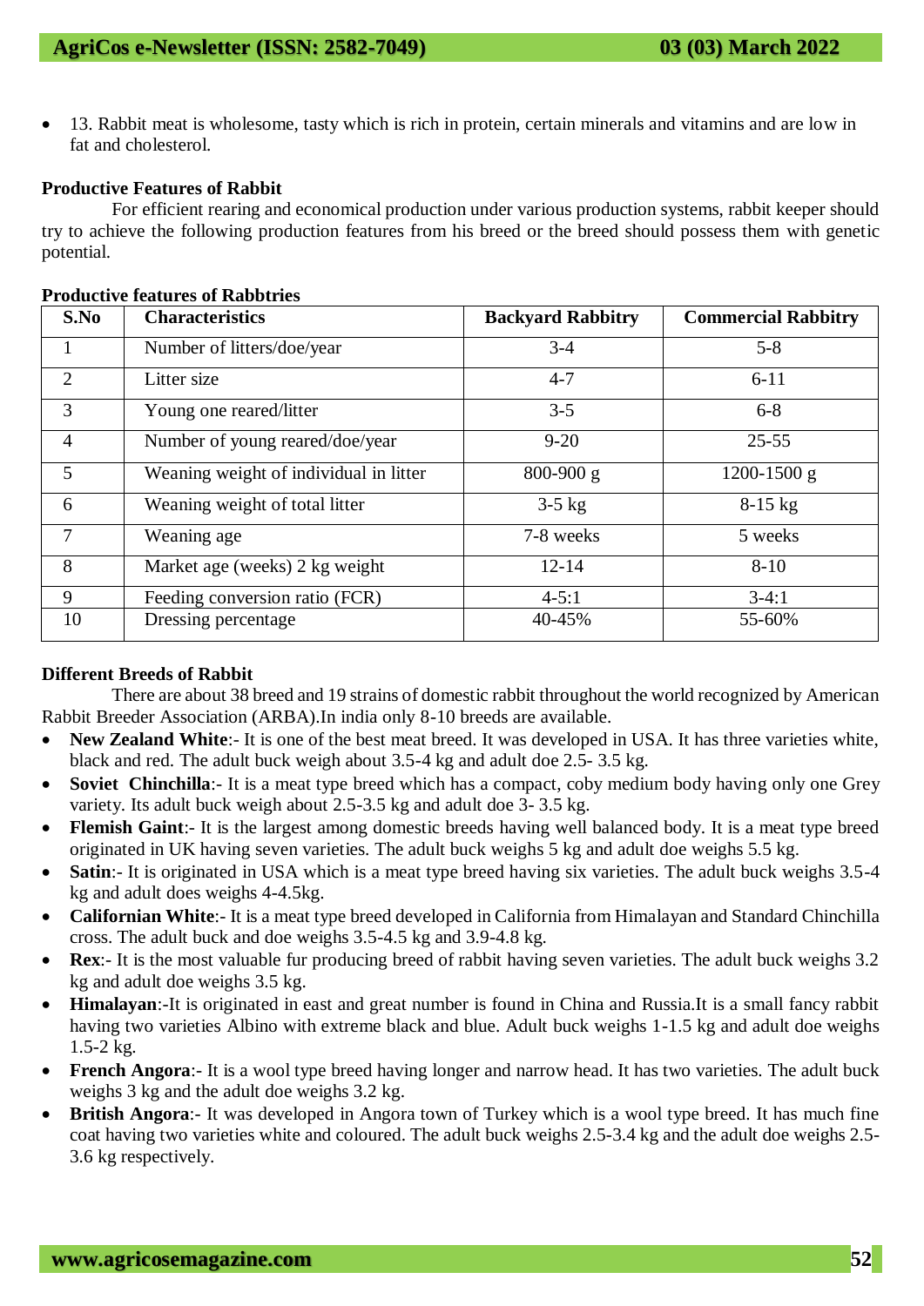- 13. Rabbit meat is wholesome, tasty which is rich in protein, certain minerals and vitamins and are low in fat and cholesterol.

**Productive Features of Rabbit**

For efficient rearing and economical production under various production systems, rabbit keeper should try to achieve the following production features from his breed or the breed should possess them with genetic potential.

**Productive features of Rabbtries**

| S.No | Characteristics | Backyard Rabbitry | Commercial Rabbitry |
|---|---|---|---|
| 1 | Number of litters/doe/year | 3-4 | 5-8 |
| 2 | Litter size | 4-7 | 6-11 |
| 3 | Young one reared/litter | 3-5 | 6-8 |
| 4 | Number of young reared/doe/year | 9-20 | 25-55 |
| 5 | Weaning weight of individual in litter | 800-900 g | 1200-1500 g |
| 6 | Weaning weight of total litter | 3-5 kg | 8-15 kg |
| 7 | Weaning age | 7-8 weeks | 5 weeks |
| 8 | Market age (weeks) 2 kg weight | 12-14 | 8-10 |
| 9 | Feeding conversion ratio (FCR) | 4-5:1 | 3-4:1 |
| 10 | Dressing percentage | 40-45% | 55-60% |

**Different Breeds of Rabbit**

There are about 38 breed and 19 strains of domestic rabbit throughout the world recognized by American Rabbit Breeder Association (ARBA).In india only 8-10 breeds are available.

- **New Zealand White**:- It is one of the best meat breed. It was developed in USA. It has three varieties white, black and red. The adult buck weigh about 3.5-4 kg and adult doe 2.5- 3.5 kg.
- **Soviet Chinchilla**:- It is a meat type breed which has a compact, coby medium body having only one Grey variety. Its adult buck weigh about 2.5-3.5 kg and adult doe 3- 3.5 kg.
- **Flemish Gaint**:- It is the largest among domestic breeds having well balanced body. It is a meat type breed originated in UK having seven varieties. The adult buck weighs 5 kg and adult doe weighs 5.5 kg.
- **Satin**:- It is originated in USA which is a meat type breed having six varieties. The adult buck weighs 3.5-4 kg and adult does weighs 4-4.5kg.
- **Californian White**:- It is a meat type breed developed in California from Himalayan and Standard Chinchilla cross. The adult buck and doe weighs 3.5-4.5 kg and 3.9-4.8 kg.
- **Rex**:- It is the most valuable fur producing breed of rabbit having seven varieties. The adult buck weighs 3.2 kg and adult doe weighs 3.5 kg.
- **Himalayan**:-It is originated in east and great number is found in China and Russia.It is a small fancy rabbit having two varieties Albino with extreme black and blue. Adult buck weighs 1-1.5 kg and adult doe weighs 1.5-2 kg.
- **French Angora**:- It is a wool type breed having longer and narrow head. It has two varieties. The adult buck weighs 3 kg and the adult doe weighs 3.2 kg.
- **British Angora**:- It was developed in Angora town of Turkey which is a wool type breed. It has much fine coat having two varieties white and coloured. The adult buck weighs 2.5-3.4 kg and the adult doe weighs 2.5-3.6 kg respectively.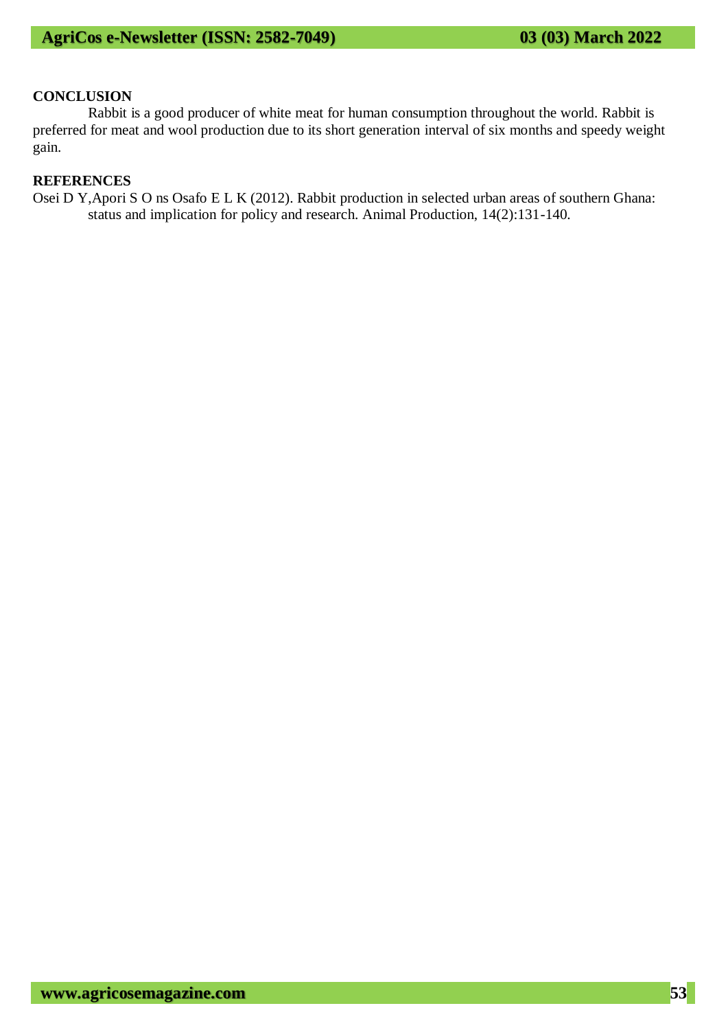## CONCLUSION

Rabbit is a good producer of white meat for human consumption throughout the world. Rabbit is preferred for meat and wool production due to its short generation interval of six months and speedy weight gain.

## REFERENCES

Osei D Y,Apori S O ns Osafo E L K (2012). Rabbit production in selected urban areas of southern Ghana: status and implication for policy and research. Animal Production, 14(2):131-140.